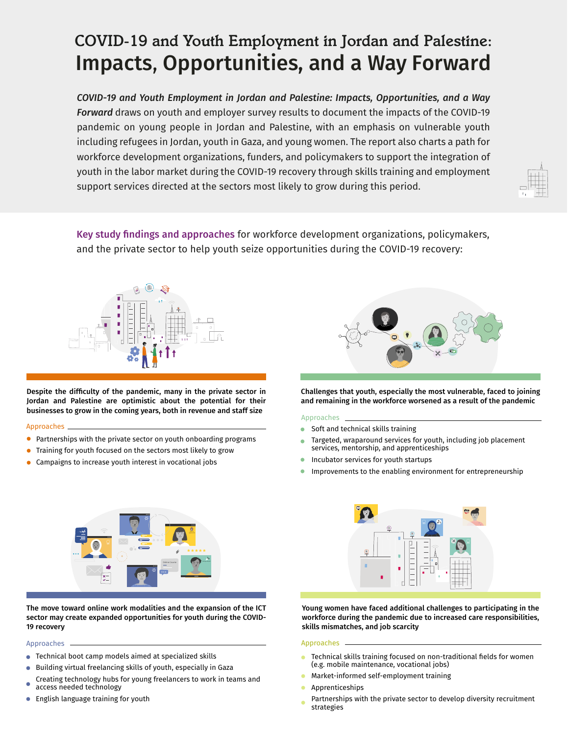# COVID-19 and Youth Employment in Jordan and Palestine:
# Impacts, Opportunities, and a Way Forward

***COVID-19 and Youth Employment in Jordan and Palestine: Impacts, Opportunities, and a Way Forward*** draws on youth and employer survey results to document the impacts of the COVID-19 pandemic on young people in Jordan and Palestine, with an emphasis on vulnerable youth including refugees in Jordan, youth in Gaza, and young women. The report also charts a path for workforce development organizations, funders, and policymakers to support the integration of youth in the labor market during the COVID-19 recovery through skills training and employment support services directed at the sectors most likely to grow during this period.

**Key study findings and approaches** for workforce development organizations, policymakers, and the private sector to help youth seize opportunities during the COVID-19 recovery:

**Despite the difficulty of the pandemic, many in the private sector in Jordan and Palestine are optimistic about the potential for their businesses to grow in the coming years, both in revenue and staff size**

Approaches

- Partnerships with the private sector on youth onboarding programs
- Training for youth focused on the sectors most likely to grow
- Campaigns to increase youth interest in vocational jobs

**Challenges that youth, especially the most vulnerable, faced to joining and remaining in the workforce worsened as a result of the pandemic**

Approaches

- Soft and technical skills training
- Targeted, wraparound services for youth, including job placement services, mentorship, and apprenticeships
- Incubator services for youth startups
- Improvements to the enabling environment for entrepreneurship

**The move toward online work modalities and the expansion of the ICT sector may create expanded opportunities for youth during the COVID-19 recovery**

Approaches

- Technical boot camp models aimed at specialized skills
- Building virtual freelancing skills of youth, especially in Gaza
- Creating technology hubs for young freelancers to work in teams and access needed technology
- English language training for youth

**Young women have faced additional challenges to participating in the workforce during the pandemic due to increased care responsibilities, skills mismatches, and job scarcity**

Approaches

- Technical skills training focused on non-traditional fields for women (e.g. mobile maintenance, vocational jobs)
- Market-informed self-employment training
- Apprenticeships
- Partnerships with the private sector to develop diversity recruitment strategies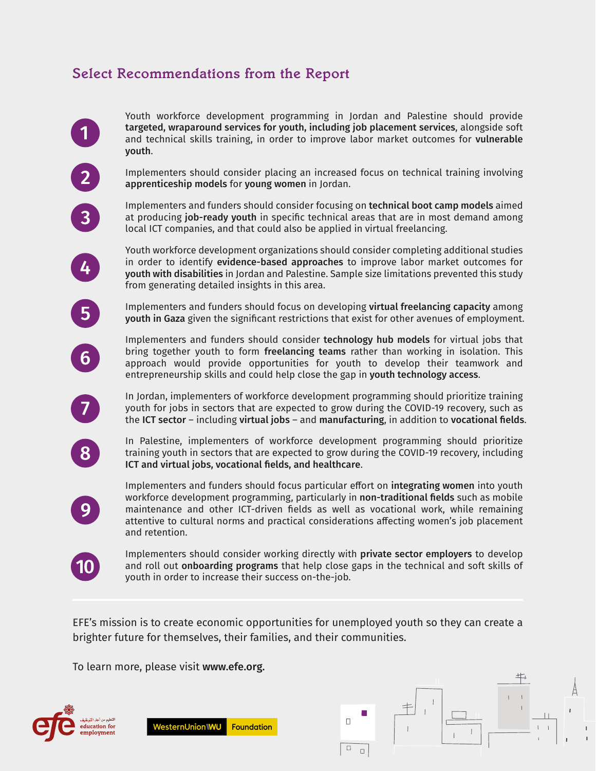## Select Recommendations from the Report

1. Youth workforce development programming in Jordan and Palestine should provide **targeted, wraparound services for youth, including job placement services**, alongside soft and technical skills training, in order to improve labor market outcomes for **vulnerable youth**.

2. Implementers should consider placing an increased focus on technical training involving **apprenticeship models** for **young women** in Jordan.

3. Implementers and funders should consider focusing on **technical boot camp models** aimed at producing **job-ready youth** in specific technical areas that are in most demand among local ICT companies, and that could also be applied in virtual freelancing.

4. Youth workforce development organizations should consider completing additional studies in order to identify **evidence-based approaches** to improve labor market outcomes for **youth with disabilities** in Jordan and Palestine. Sample size limitations prevented this study from generating detailed insights in this area.

5. Implementers and funders should focus on developing **virtual freelancing capacity** among **youth in Gaza** given the significant restrictions that exist for other avenues of employment.

6. Implementers and funders should consider **technology hub models** for virtual jobs that bring together youth to form **freelancing teams** rather than working in isolation. This approach would provide opportunities for youth to develop their teamwork and entrepreneurship skills and could help close the gap in **youth technology access**.

7. In Jordan, implementers of workforce development programming should prioritize training youth for jobs in sectors that are expected to grow during the COVID-19 recovery, such as the **ICT sector** – including **virtual jobs** – and **manufacturing**, in addition to **vocational fields**.

8. In Palestine, implementers of workforce development programming should prioritize training youth in sectors that are expected to grow during the COVID-19 recovery, including **ICT and virtual jobs, vocational fields, and healthcare**.

9. Implementers and funders should focus particular effort on **integrating women** into youth workforce development programming, particularly in **non-traditional fields** such as mobile maintenance and other ICT-driven fields as well as vocational work, while remaining attentive to cultural norms and practical considerations affecting women's job placement and retention.

10. Implementers should consider working directly with **private sector employers** to develop and roll out **onboarding programs** that help close gaps in the technical and soft skills of youth in order to increase their success on-the-job.

---

EFE's mission is to create economic opportunities for unemployed youth so they can create a brighter future for themselves, their families, and their communities.

To learn more, please visit **www.efe.org**.

التعليم من أجل التوظيف
education for employment

WesternUnion WU Foundation